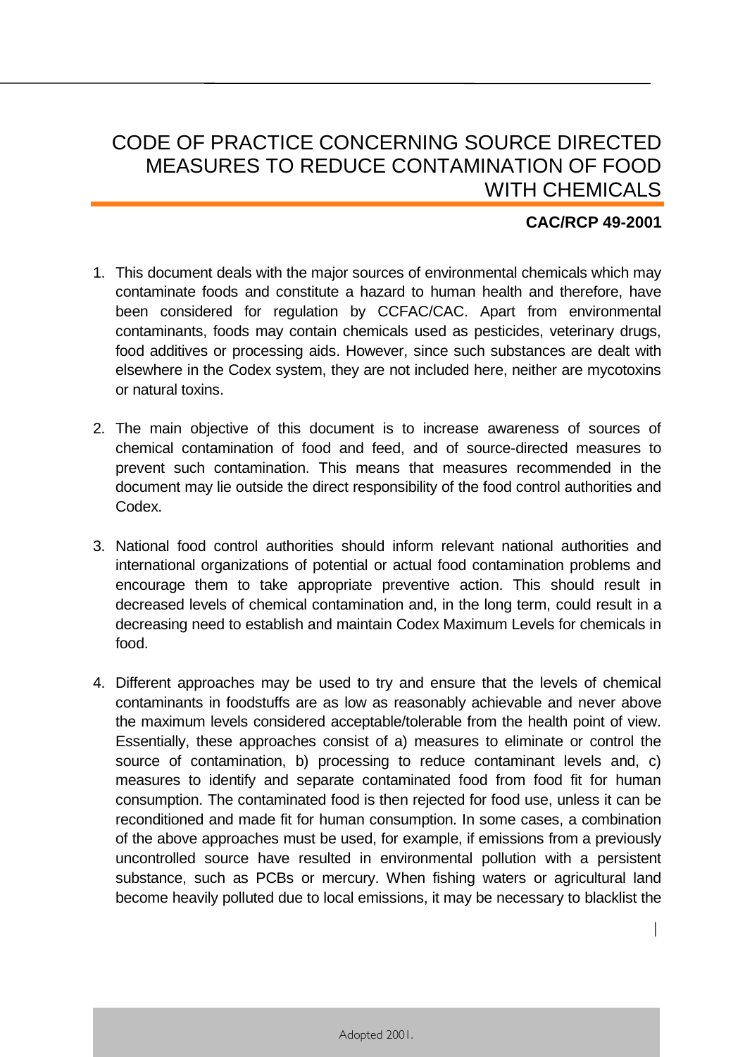# CODE OF PRACTICE CONCERNING SOURCE DIRECTED MEASURES TO REDUCE CONTAMINATION OF FOOD WITH CHEMICALS

**CAC/RCP 49-2001**

1. This document deals with the major sources of environmental chemicals which may contaminate foods and constitute a hazard to human health and therefore, have been considered for regulation by CCFAC/CAC. Apart from environmental contaminants, foods may contain chemicals used as pesticides, veterinary drugs, food additives or processing aids. However, since such substances are dealt with elsewhere in the Codex system, they are not included here, neither are mycotoxins or natural toxins.

2. The main objective of this document is to increase awareness of sources of chemical contamination of food and feed, and of source-directed measures to prevent such contamination. This means that measures recommended in the document may lie outside the direct responsibility of the food control authorities and Codex.

3. National food control authorities should inform relevant national authorities and international organizations of potential or actual food contamination problems and encourage them to take appropriate preventive action. This should result in decreased levels of chemical contamination and, in the long term, could result in a decreasing need to establish and maintain Codex Maximum Levels for chemicals in food.

4. Different approaches may be used to try and ensure that the levels of chemical contaminants in foodstuffs are as low as reasonably achievable and never above the maximum levels considered acceptable/tolerable from the health point of view. Essentially, these approaches consist of a) measures to eliminate or control the source of contamination, b) processing to reduce contaminant levels and, c) measures to identify and separate contaminated food from food fit for human consumption. The contaminated food is then rejected for food use, unless it can be reconditioned and made fit for human consumption. In some cases, a combination of the above approaches must be used, for example, if emissions from a previously uncontrolled source have resulted in environmental pollution with a persistent substance, such as PCBs or mercury. When fishing waters or agricultural land become heavily polluted due to local emissions, it may be necessary to blacklist the

Adopted 2001.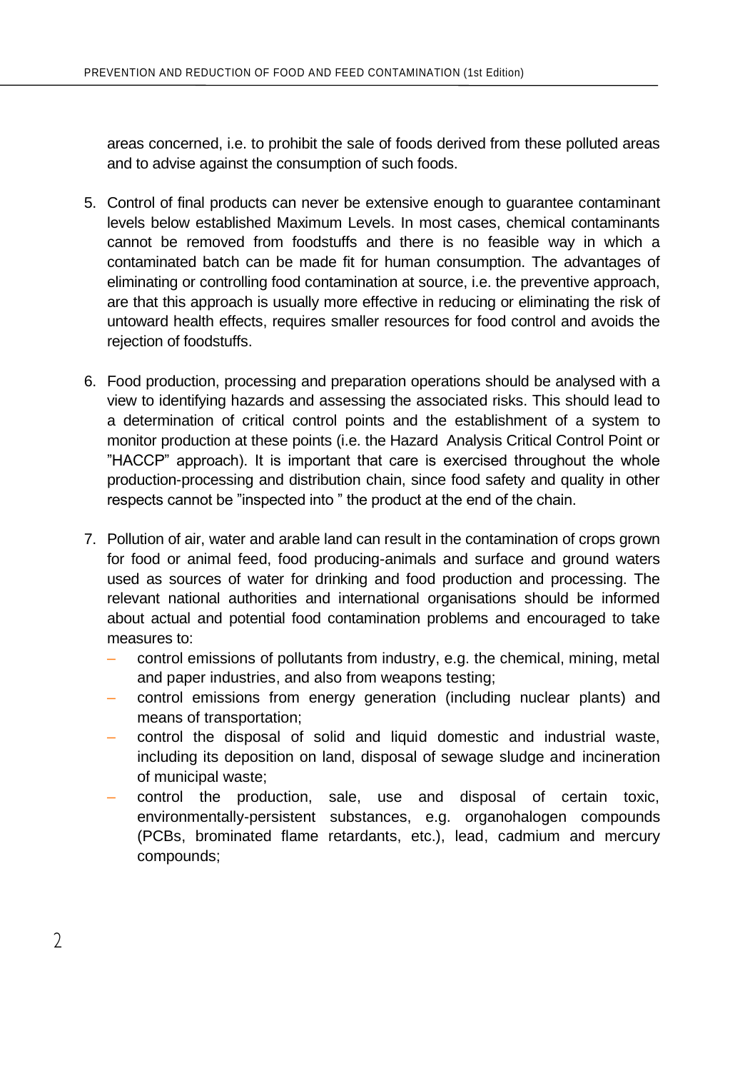areas concerned, i.e. to prohibit the sale of foods derived from these polluted areas and to advise against the consumption of such foods.

5. Control of final products can never be extensive enough to guarantee contaminant levels below established Maximum Levels. In most cases, chemical contaminants cannot be removed from foodstuffs and there is no feasible way in which a contaminated batch can be made fit for human consumption. The advantages of eliminating or controlling food contamination at source, i.e. the preventive approach, are that this approach is usually more effective in reducing or eliminating the risk of untoward health effects, requires smaller resources for food control and avoids the rejection of foodstuffs.

6. Food production, processing and preparation operations should be analysed with a view to identifying hazards and assessing the associated risks. This should lead to a determination of critical control points and the establishment of a system to monitor production at these points (i.e. the Hazard Analysis Critical Control Point or "HACCP" approach). It is important that care is exercised throughout the whole production-processing and distribution chain, since food safety and quality in other respects cannot be "inspected into " the product at the end of the chain.

7. Pollution of air, water and arable land can result in the contamination of crops grown for food or animal feed, food producing-animals and surface and ground waters used as sources of water for drinking and food production and processing. The relevant national authorities and international organisations should be informed about actual and potential food contamination problems and encouraged to take measures to:
   - control emissions of pollutants from industry, e.g. the chemical, mining, metal and paper industries, and also from weapons testing;
   - control emissions from energy generation (including nuclear plants) and means of transportation;
   - control the disposal of solid and liquid domestic and industrial waste, including its deposition on land, disposal of sewage sludge and incineration of municipal waste;
   - control the production, sale, use and disposal of certain toxic, environmentally-persistent substances, e.g. organohalogen compounds (PCBs, brominated flame retardants, etc.), lead, cadmium and mercury compounds;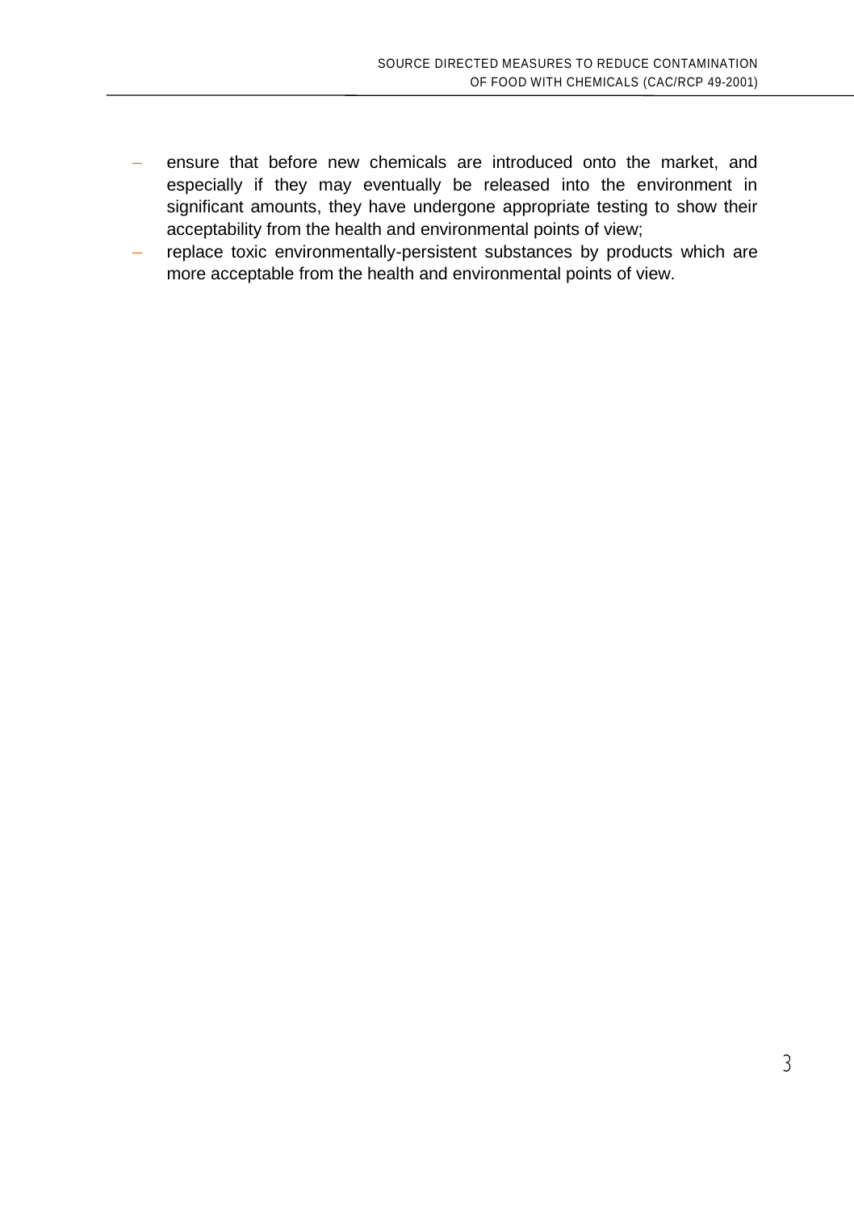- ensure that before new chemicals are introduced onto the market, and especially if they may eventually be released into the environment in significant amounts, they have undergone appropriate testing to show their acceptability from the health and environmental points of view;
- replace toxic environmentally-persistent substances by products which are more acceptable from the health and environmental points of view.